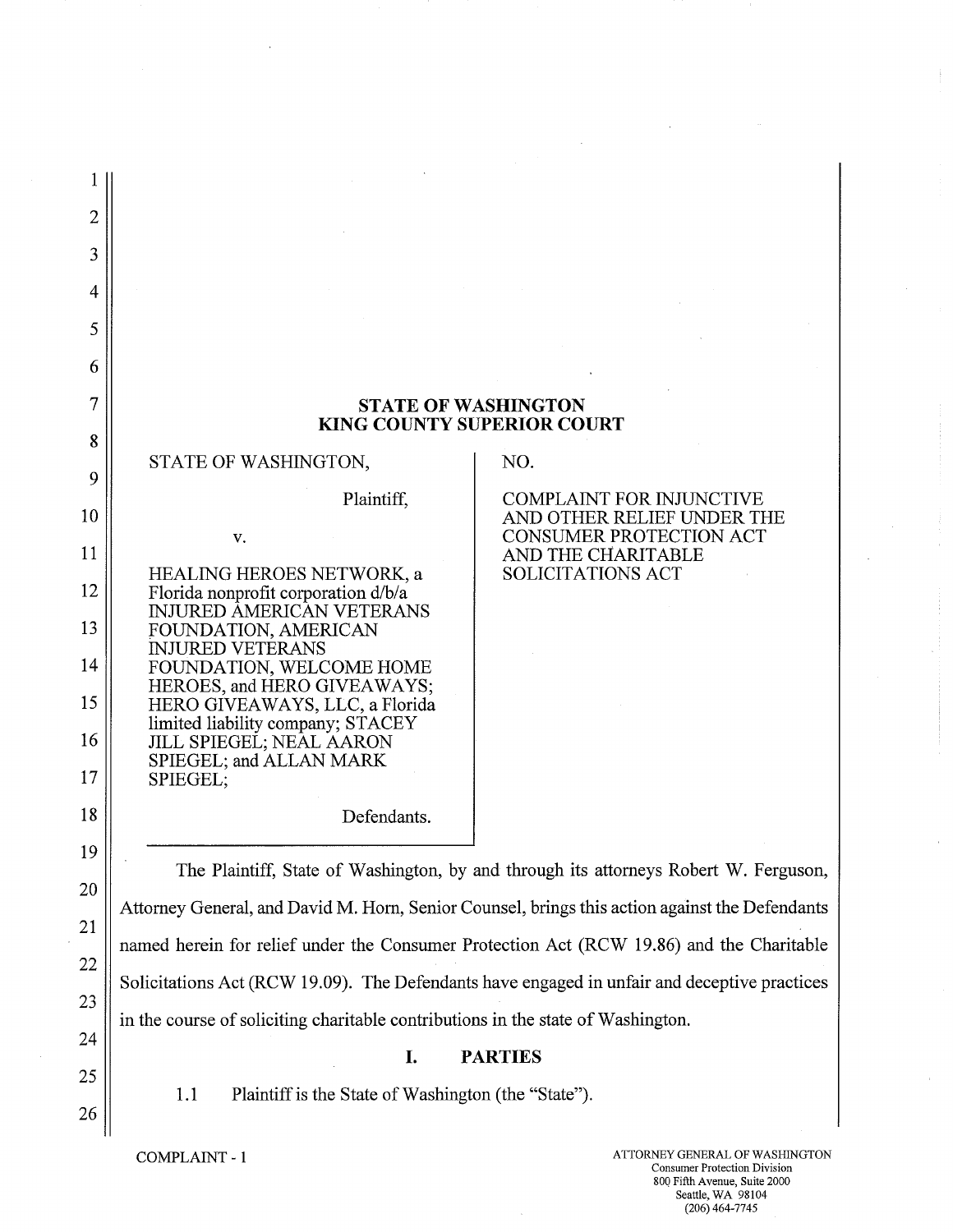**STATE OF WASHINGTON**
**KING COUNTY SUPERIOR COURT**

| | |
|---|---|
| STATE OF WASHINGTON,<br><br>Plaintiff,<br><br>v.<br><br>HEALING HEROES NETWORK, a Florida nonprofit corporation d/b/a INJURED AMERICAN VETERANS FOUNDATION, AMERICAN INJURED VETERANS FOUNDATION, WELCOME HOME HEROES, and HERO GIVEAWAYS; HERO GIVEAWAYS, LLC, a Florida limited liability company; STACEY JILL SPIEGEL; NEAL AARON SPIEGEL; and ALLAN MARK SPIEGEL;<br><br>Defendants. | NO.<br><br>COMPLAINT FOR INJUNCTIVE AND OTHER RELIEF UNDER THE CONSUMER PROTECTION ACT AND THE CHARITABLE SOLICITATIONS ACT |

The Plaintiff, State of Washington, by and through its attorneys Robert W. Ferguson, Attorney General, and David M. Horn, Senior Counsel, brings this action against the Defendants named herein for relief under the Consumer Protection Act (RCW 19.86) and the Charitable Solicitations Act (RCW 19.09). The Defendants have engaged in unfair and deceptive practices in the course of soliciting charitable contributions in the state of Washington.

## I. PARTIES

1.1 Plaintiff is the State of Washington (the "State").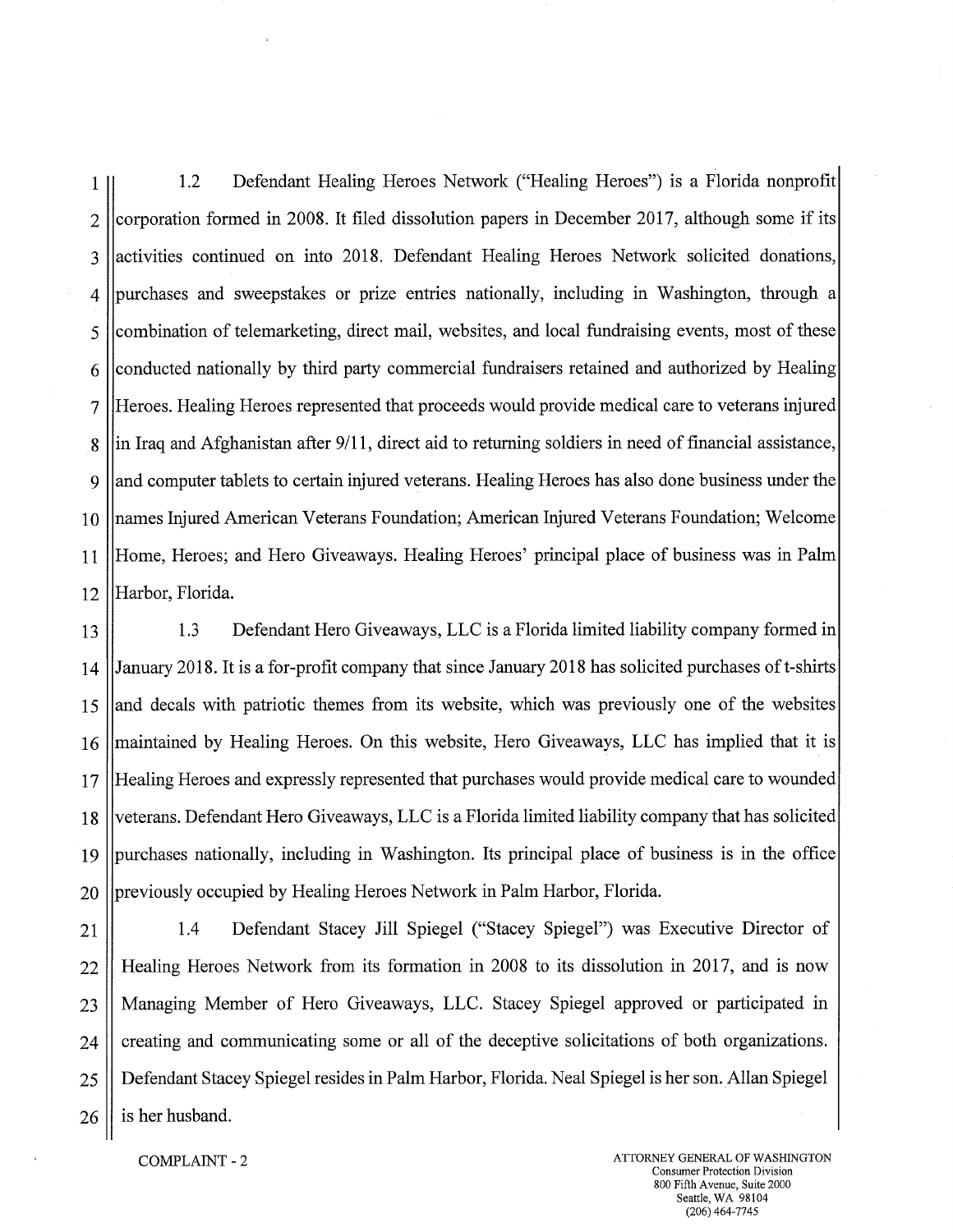1.2 Defendant Healing Heroes Network ("Healing Heroes") is a Florida nonprofit corporation formed in 2008. It filed dissolution papers in December 2017, although some if its activities continued on into 2018. Defendant Healing Heroes Network solicited donations, purchases and sweepstakes or prize entries nationally, including in Washington, through a combination of telemarketing, direct mail, websites, and local fundraising events, most of these conducted nationally by third party commercial fundraisers retained and authorized by Healing Heroes. Healing Heroes represented that proceeds would provide medical care to veterans injured in Iraq and Afghanistan after 9/11, direct aid to returning soldiers in need of financial assistance, and computer tablets to certain injured veterans. Healing Heroes has also done business under the names Injured American Veterans Foundation; American Injured Veterans Foundation; Welcome Home, Heroes; and Hero Giveaways. Healing Heroes' principal place of business was in Palm Harbor, Florida.

1.3 Defendant Hero Giveaways, LLC is a Florida limited liability company formed in January 2018. It is a for-profit company that since January 2018 has solicited purchases of t-shirts and decals with patriotic themes from its website, which was previously one of the websites maintained by Healing Heroes. On this website, Hero Giveaways, LLC has implied that it is Healing Heroes and expressly represented that purchases would provide medical care to wounded veterans. Defendant Hero Giveaways, LLC is a Florida limited liability company that has solicited purchases nationally, including in Washington. Its principal place of business is in the office previously occupied by Healing Heroes Network in Palm Harbor, Florida.

1.4 Defendant Stacey Jill Spiegel ("Stacey Spiegel") was Executive Director of Healing Heroes Network from its formation in 2008 to its dissolution in 2017, and is now Managing Member of Hero Giveaways, LLC. Stacey Spiegel approved or participated in creating and communicating some or all of the deceptive solicitations of both organizations. Defendant Stacey Spiegel resides in Palm Harbor, Florida. Neal Spiegel is her son. Allan Spiegel is her husband.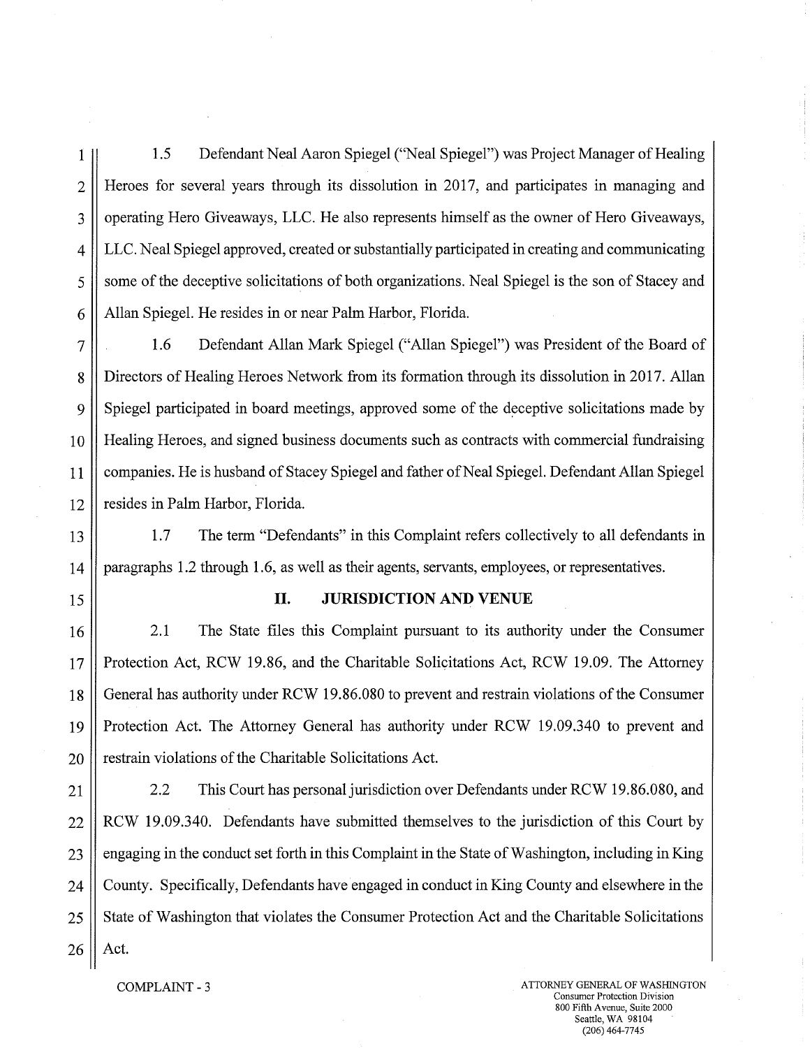1.5 Defendant Neal Aaron Spiegel ("Neal Spiegel") was Project Manager of Healing Heroes for several years through its dissolution in 2017, and participates in managing and operating Hero Giveaways, LLC. He also represents himself as the owner of Hero Giveaways, LLC. Neal Spiegel approved, created or substantially participated in creating and communicating some of the deceptive solicitations of both organizations. Neal Spiegel is the son of Stacey and Allan Spiegel. He resides in or near Palm Harbor, Florida.

1.6 Defendant Allan Mark Spiegel ("Allan Spiegel") was President of the Board of Directors of Healing Heroes Network from its formation through its dissolution in 2017. Allan Spiegel participated in board meetings, approved some of the deceptive solicitations made by Healing Heroes, and signed business documents such as contracts with commercial fundraising companies. He is husband of Stacey Spiegel and father of Neal Spiegel. Defendant Allan Spiegel resides in Palm Harbor, Florida.

1.7 The term "Defendants" in this Complaint refers collectively to all defendants in paragraphs 1.2 through 1.6, as well as their agents, servants, employees, or representatives.

## II. JURISDICTION AND VENUE

2.1 The State files this Complaint pursuant to its authority under the Consumer Protection Act, RCW 19.86, and the Charitable Solicitations Act, RCW 19.09. The Attorney General has authority under RCW 19.86.080 to prevent and restrain violations of the Consumer Protection Act. The Attorney General has authority under RCW 19.09.340 to prevent and restrain violations of the Charitable Solicitations Act.

2.2 This Court has personal jurisdiction over Defendants under RCW 19.86.080, and RCW 19.09.340. Defendants have submitted themselves to the jurisdiction of this Court by engaging in the conduct set forth in this Complaint in the State of Washington, including in King County. Specifically, Defendants have engaged in conduct in King County and elsewhere in the State of Washington that violates the Consumer Protection Act and the Charitable Solicitations Act.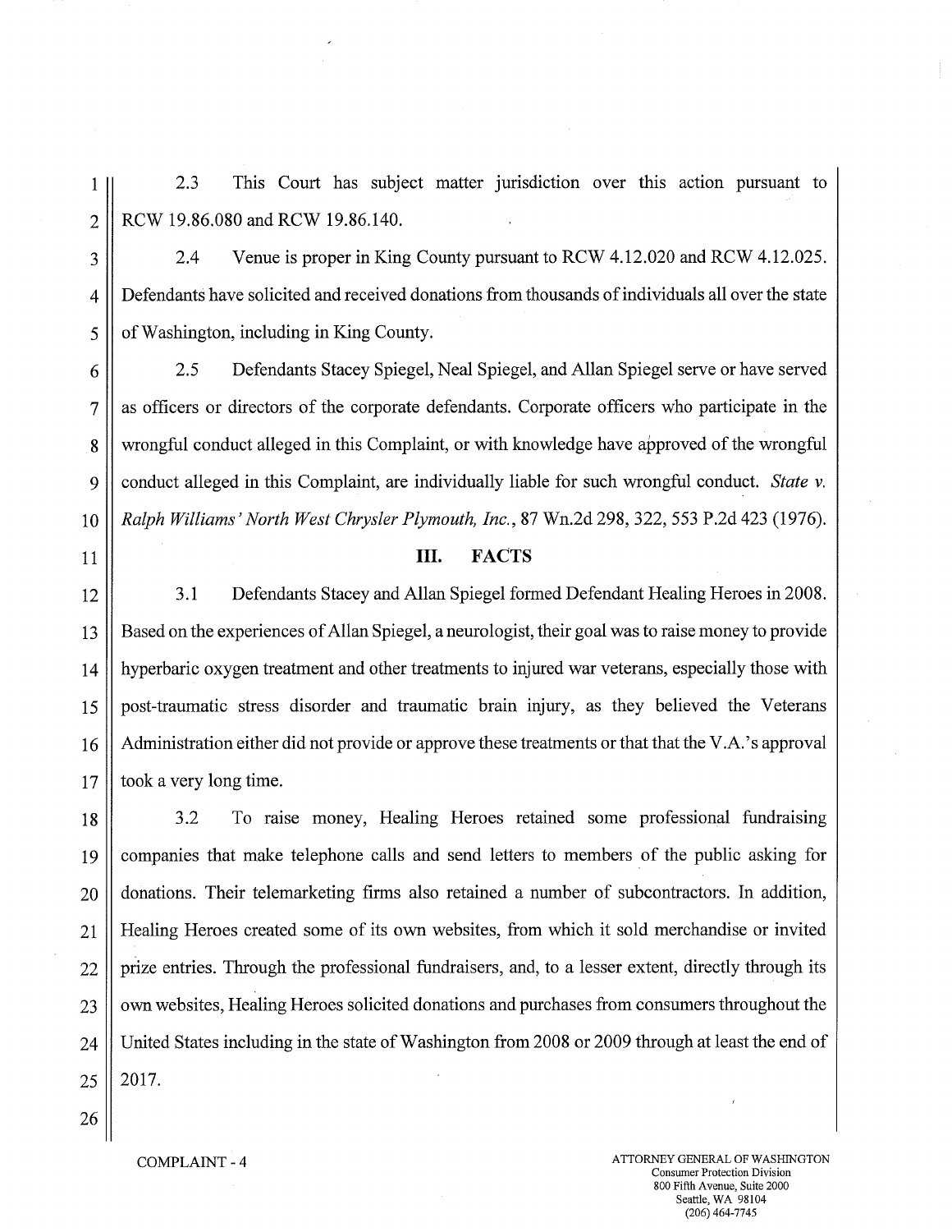2.3 This Court has subject matter jurisdiction over this action pursuant to RCW 19.86.080 and RCW 19.86.140.

2.4 Venue is proper in King County pursuant to RCW 4.12.020 and RCW 4.12.025. Defendants have solicited and received donations from thousands of individuals all over the state of Washington, including in King County.

2.5 Defendants Stacey Spiegel, Neal Spiegel, and Allan Spiegel serve or have served as officers or directors of the corporate defendants. Corporate officers who participate in the wrongful conduct alleged in this Complaint, or with knowledge have approved of the wrongful conduct alleged in this Complaint, are individually liable for such wrongful conduct. *State v. Ralph Williams' North West Chrysler Plymouth, Inc.*, 87 Wn.2d 298, 322, 553 P.2d 423 (1976).

## III. FACTS

3.1 Defendants Stacey and Allan Spiegel formed Defendant Healing Heroes in 2008. Based on the experiences of Allan Spiegel, a neurologist, their goal was to raise money to provide hyperbaric oxygen treatment and other treatments to injured war veterans, especially those with post-traumatic stress disorder and traumatic brain injury, as they believed the Veterans Administration either did not provide or approve these treatments or that that the V.A.'s approval took a very long time.

3.2 To raise money, Healing Heroes retained some professional fundraising companies that make telephone calls and send letters to members of the public asking for donations. Their telemarketing firms also retained a number of subcontractors. In addition, Healing Heroes created some of its own websites, from which it sold merchandise or invited prize entries. Through the professional fundraisers, and, to a lesser extent, directly through its own websites, Healing Heroes solicited donations and purchases from consumers throughout the United States including in the state of Washington from 2008 or 2009 through at least the end of 2017.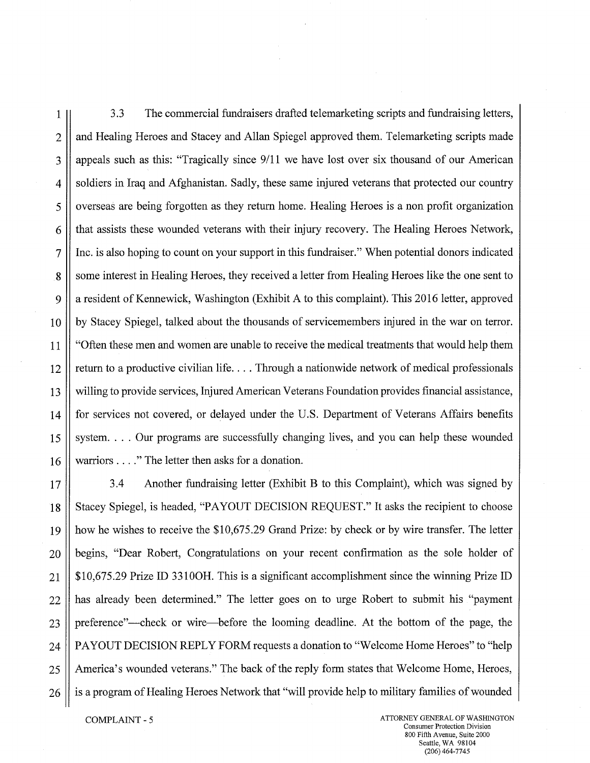3.3 The commercial fundraisers drafted telemarketing scripts and fundraising letters, and Healing Heroes and Stacey and Allan Spiegel approved them. Telemarketing scripts made appeals such as this: "Tragically since 9/11 we have lost over six thousand of our American soldiers in Iraq and Afghanistan. Sadly, these same injured veterans that protected our country overseas are being forgotten as they return home. Healing Heroes is a non profit organization that assists these wounded veterans with their injury recovery. The Healing Heroes Network, Inc. is also hoping to count on your support in this fundraiser." When potential donors indicated some interest in Healing Heroes, they received a letter from Healing Heroes like the one sent to a resident of Kennewick, Washington (Exhibit A to this complaint). This 2016 letter, approved by Stacey Spiegel, talked about the thousands of servicemembers injured in the war on terror. "Often these men and women are unable to receive the medical treatments that would help them return to a productive civilian life. . . . Through a nationwide network of medical professionals willing to provide services, Injured American Veterans Foundation provides financial assistance, for services not covered, or delayed under the U.S. Department of Veterans Affairs benefits system. . . . Our programs are successfully changing lives, and you can help these wounded warriors . . . ." The letter then asks for a donation.

3.4 Another fundraising letter (Exhibit B to this Complaint), which was signed by Stacey Spiegel, is headed, "PAYOUT DECISION REQUEST." It asks the recipient to choose how he wishes to receive the $10,675.29 Grand Prize: by check or by wire transfer. The letter begins, "Dear Robert, Congratulations on your recent confirmation as the sole holder of $10,675.29 Prize ID 3310OH. This is a significant accomplishment since the winning Prize ID has already been determined." The letter goes on to urge Robert to submit his "payment preference"—check or wire—before the looming deadline. At the bottom of the page, the PAYOUT DECISION REPLY FORM requests a donation to "Welcome Home Heroes" to "help America's wounded veterans." The back of the reply form states that Welcome Home, Heroes, is a program of Healing Heroes Network that "will provide help to military families of wounded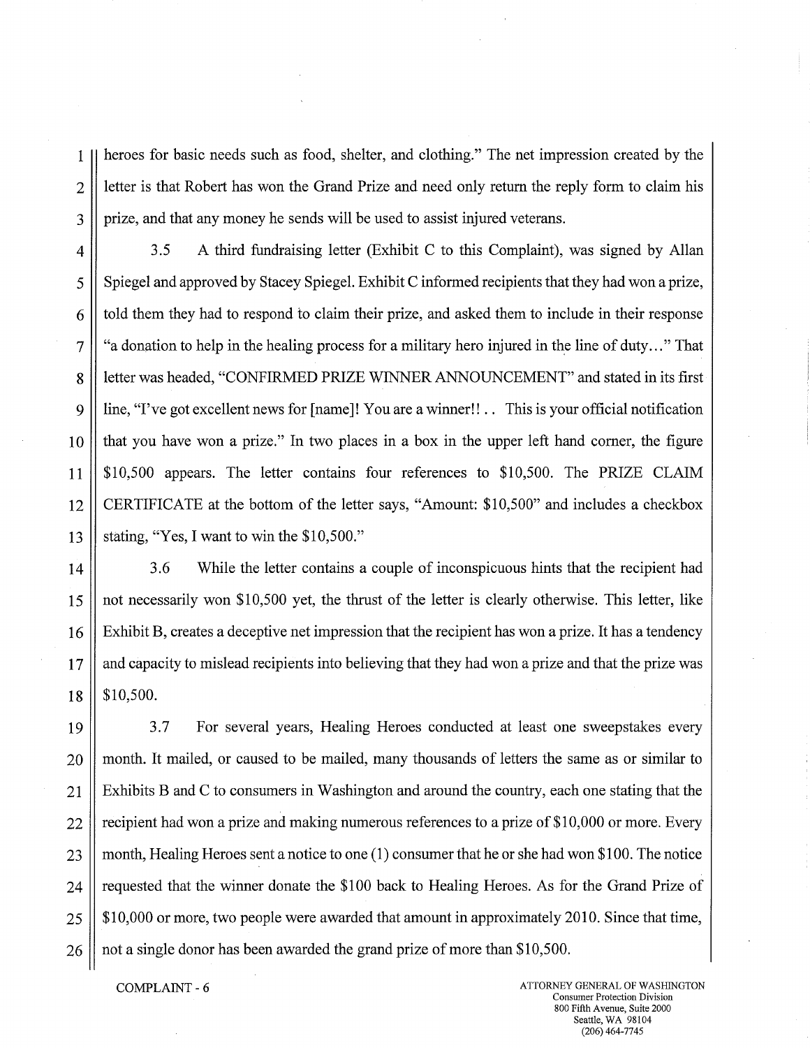heroes for basic needs such as food, shelter, and clothing." The net impression created by the letter is that Robert has won the Grand Prize and need only return the reply form to claim his prize, and that any money he sends will be used to assist injured veterans.

3.5 A third fundraising letter (Exhibit C to this Complaint), was signed by Allan Spiegel and approved by Stacey Spiegel. Exhibit C informed recipients that they had won a prize, told them they had to respond to claim their prize, and asked them to include in their response "a donation to help in the healing process for a military hero injured in the line of duty…" That letter was headed, "CONFIRMED PRIZE WINNER ANNOUNCEMENT" and stated in its first line, "I've got excellent news for [name]! You are a winner!!.. This is your official notification that you have won a prize." In two places in a box in the upper left hand corner, the figure $10,500 appears. The letter contains four references to $10,500. The PRIZE CLAIM CERTIFICATE at the bottom of the letter says, "Amount: $10,500" and includes a checkbox stating, "Yes, I want to win the $10,500."

3.6 While the letter contains a couple of inconspicuous hints that the recipient had not necessarily won $10,500 yet, the thrust of the letter is clearly otherwise. This letter, like Exhibit B, creates a deceptive net impression that the recipient has won a prize. It has a tendency and capacity to mislead recipients into believing that they had won a prize and that the prize was $10,500.

3.7 For several years, Healing Heroes conducted at least one sweepstakes every month. It mailed, or caused to be mailed, many thousands of letters the same as or similar to Exhibits B and C to consumers in Washington and around the country, each one stating that the recipient had won a prize and making numerous references to a prize of $10,000 or more. Every month, Healing Heroes sent a notice to one (1) consumer that he or she had won $100. The notice requested that the winner donate the $100 back to Healing Heroes. As for the Grand Prize of $10,000 or more, two people were awarded that amount in approximately 2010. Since that time, not a single donor has been awarded the grand prize of more than $10,500.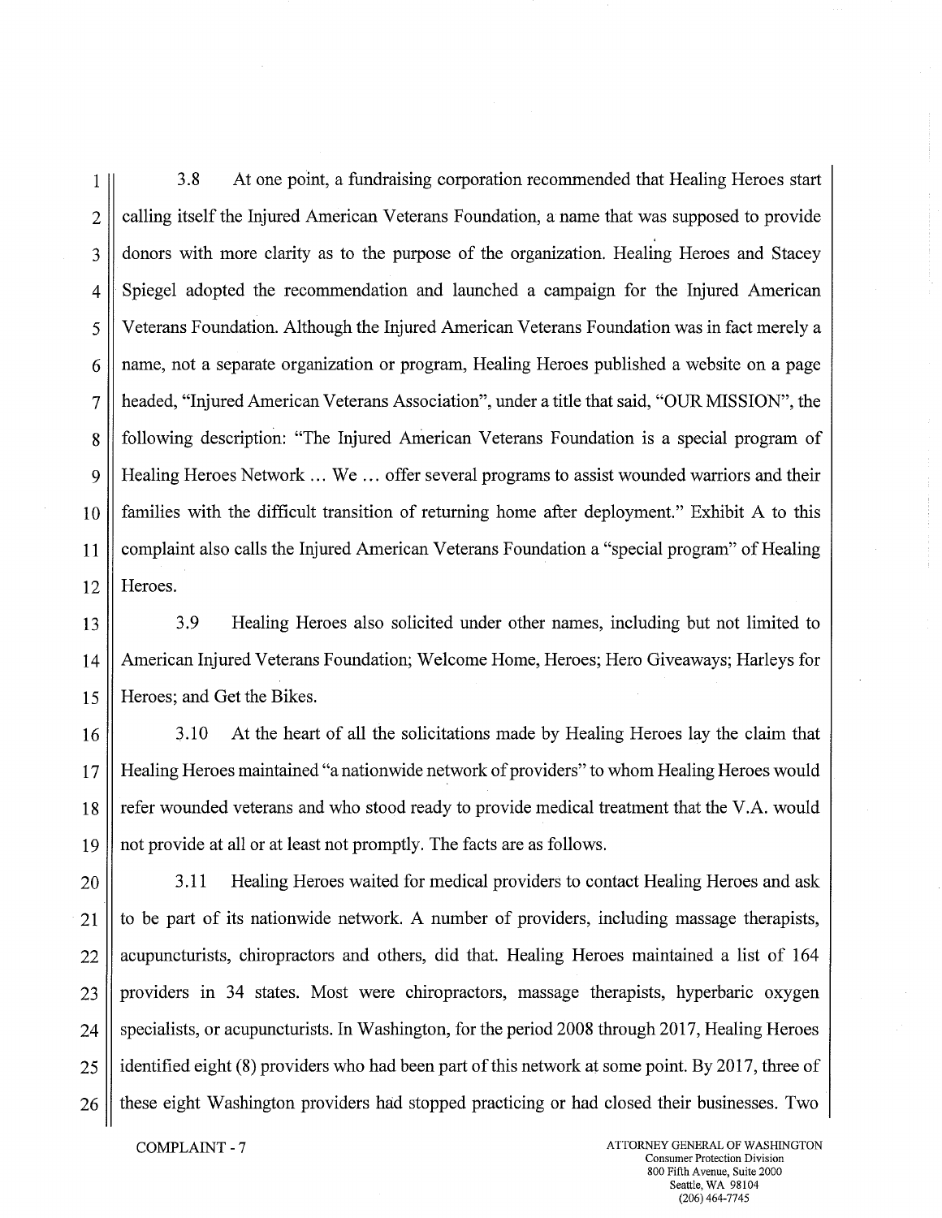3.8 At one point, a fundraising corporation recommended that Healing Heroes start calling itself the Injured American Veterans Foundation, a name that was supposed to provide donors with more clarity as to the purpose of the organization. Healing Heroes and Stacey Spiegel adopted the recommendation and launched a campaign for the Injured American Veterans Foundation. Although the Injured American Veterans Foundation was in fact merely a name, not a separate organization or program, Healing Heroes published a website on a page headed, "Injured American Veterans Association", under a title that said, "OUR MISSION", the following description: "The Injured American Veterans Foundation is a special program of Healing Heroes Network ... We ... offer several programs to assist wounded warriors and their families with the difficult transition of returning home after deployment." Exhibit A to this complaint also calls the Injured American Veterans Foundation a "special program" of Healing Heroes.

3.9 Healing Heroes also solicited under other names, including but not limited to American Injured Veterans Foundation; Welcome Home, Heroes; Hero Giveaways; Harleys for Heroes; and Get the Bikes.

3.10 At the heart of all the solicitations made by Healing Heroes lay the claim that Healing Heroes maintained "a nationwide network of providers" to whom Healing Heroes would refer wounded veterans and who stood ready to provide medical treatment that the V.A. would not provide at all or at least not promptly. The facts are as follows.

3.11 Healing Heroes waited for medical providers to contact Healing Heroes and ask to be part of its nationwide network. A number of providers, including massage therapists, acupuncturists, chiropractors and others, did that. Healing Heroes maintained a list of 164 providers in 34 states. Most were chiropractors, massage therapists, hyperbaric oxygen specialists, or acupuncturists. In Washington, for the period 2008 through 2017, Healing Heroes identified eight (8) providers who had been part of this network at some point. By 2017, three of these eight Washington providers had stopped practicing or had closed their businesses. Two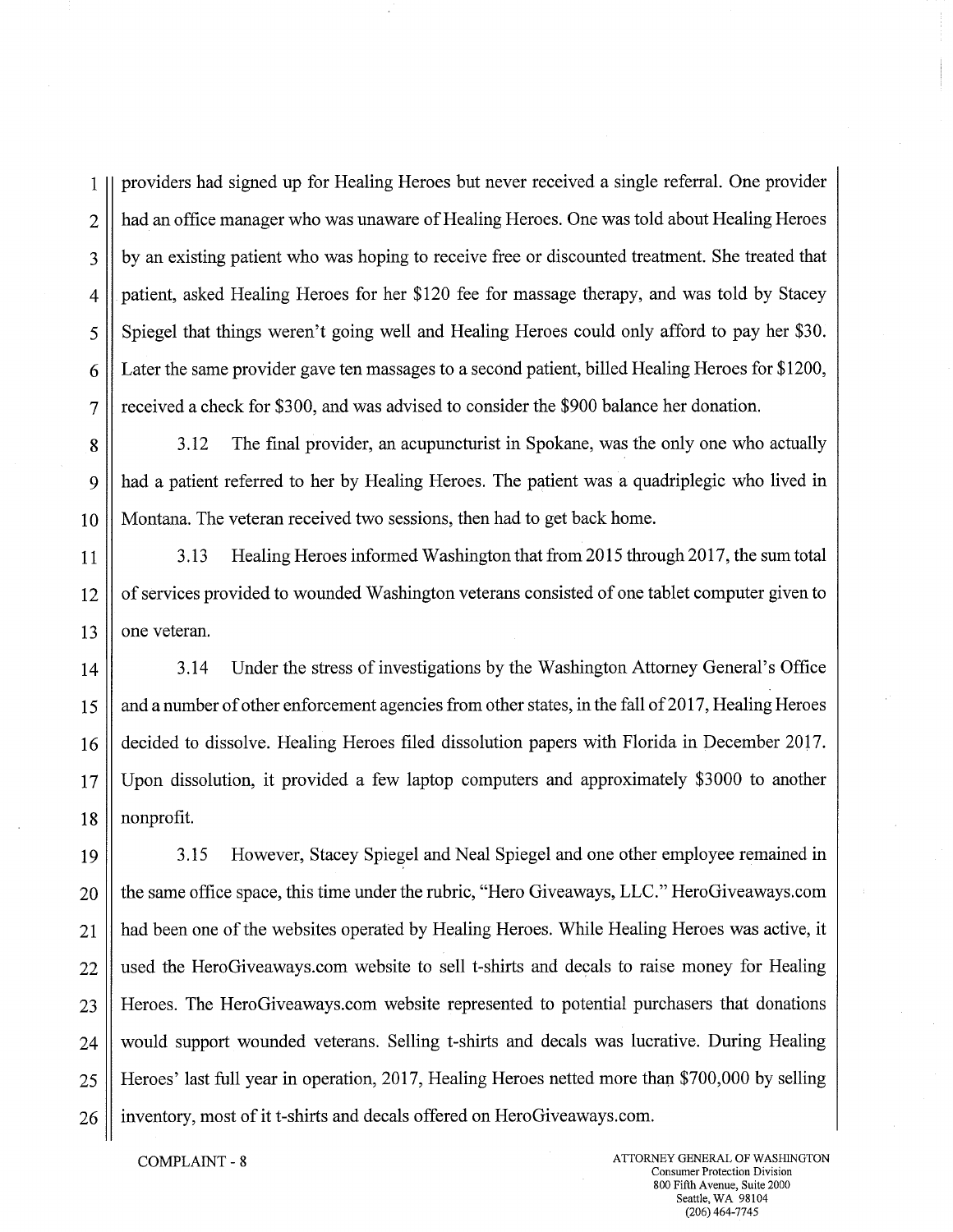providers had signed up for Healing Heroes but never received a single referral. One provider had an office manager who was unaware of Healing Heroes. One was told about Healing Heroes by an existing patient who was hoping to receive free or discounted treatment. She treated that patient, asked Healing Heroes for her $120 fee for massage therapy, and was told by Stacey Spiegel that things weren't going well and Healing Heroes could only afford to pay her $30. Later the same provider gave ten massages to a second patient, billed Healing Heroes for $1200, received a check for $300, and was advised to consider the $900 balance her donation.

3.12 The final provider, an acupuncturist in Spokane, was the only one who actually had a patient referred to her by Healing Heroes. The patient was a quadriplegic who lived in Montana. The veteran received two sessions, then had to get back home.

3.13 Healing Heroes informed Washington that from 2015 through 2017, the sum total of services provided to wounded Washington veterans consisted of one tablet computer given to one veteran.

3.14 Under the stress of investigations by the Washington Attorney General's Office and a number of other enforcement agencies from other states, in the fall of 2017, Healing Heroes decided to dissolve. Healing Heroes filed dissolution papers with Florida in December 2017. Upon dissolution, it provided a few laptop computers and approximately $3000 to another nonprofit.

3.15 However, Stacey Spiegel and Neal Spiegel and one other employee remained in the same office space, this time under the rubric, "Hero Giveaways, LLC." HeroGiveaways.com had been one of the websites operated by Healing Heroes. While Healing Heroes was active, it used the HeroGiveaways.com website to sell t-shirts and decals to raise money for Healing Heroes. The HeroGiveaways.com website represented to potential purchasers that donations would support wounded veterans. Selling t-shirts and decals was lucrative. During Healing Heroes' last full year in operation, 2017, Healing Heroes netted more than $700,000 by selling inventory, most of it t-shirts and decals offered on HeroGiveaways.com.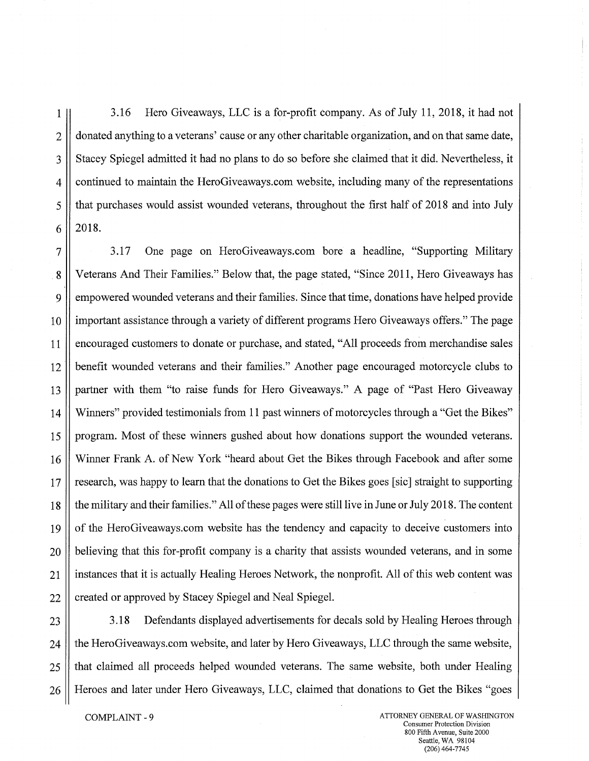3.16 Hero Giveaways, LLC is a for-profit company. As of July 11, 2018, it had not donated anything to a veterans' cause or any other charitable organization, and on that same date, Stacey Spiegel admitted it had no plans to do so before she claimed that it did. Nevertheless, it continued to maintain the HeroGiveaways.com website, including many of the representations that purchases would assist wounded veterans, throughout the first half of 2018 and into July 2018.

3.17 One page on HeroGiveaways.com bore a headline, "Supporting Military Veterans And Their Families." Below that, the page stated, "Since 2011, Hero Giveaways has empowered wounded veterans and their families. Since that time, donations have helped provide important assistance through a variety of different programs Hero Giveaways offers." The page encouraged customers to donate or purchase, and stated, "All proceeds from merchandise sales benefit wounded veterans and their families." Another page encouraged motorcycle clubs to partner with them "to raise funds for Hero Giveaways." A page of "Past Hero Giveaway Winners" provided testimonials from 11 past winners of motorcycles through a "Get the Bikes" program. Most of these winners gushed about how donations support the wounded veterans. Winner Frank A. of New York "heard about Get the Bikes through Facebook and after some research, was happy to learn that the donations to Get the Bikes goes [sic] straight to supporting the military and their families." All of these pages were still live in June or July 2018. The content of the HeroGiveaways.com website has the tendency and capacity to deceive customers into believing that this for-profit company is a charity that assists wounded veterans, and in some instances that it is actually Healing Heroes Network, the nonprofit. All of this web content was created or approved by Stacey Spiegel and Neal Spiegel.

3.18 Defendants displayed advertisements for decals sold by Healing Heroes through the HeroGiveaways.com website, and later by Hero Giveaways, LLC through the same website, that claimed all proceeds helped wounded veterans. The same website, both under Healing Heroes and later under Hero Giveaways, LLC, claimed that donations to Get the Bikes "goes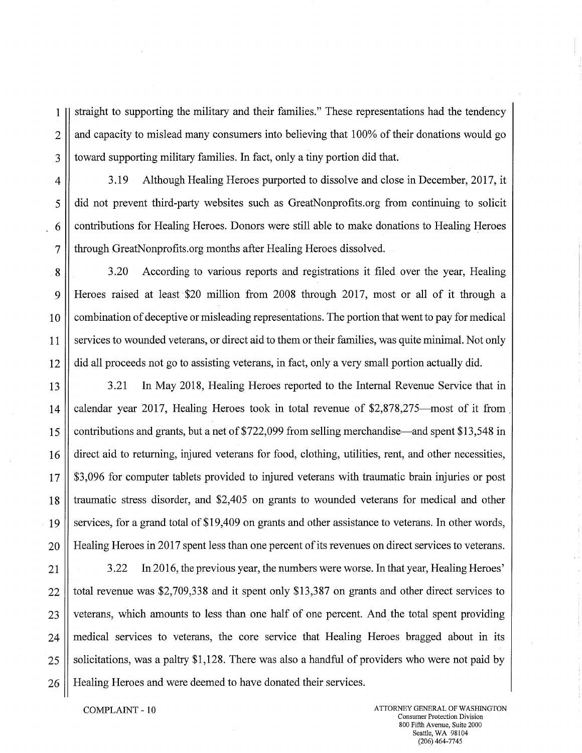straight to supporting the military and their families." These representations had the tendency and capacity to mislead many consumers into believing that 100% of their donations would go toward supporting military families. In fact, only a tiny portion did that.

3.19 Although Healing Heroes purported to dissolve and close in December, 2017, it did not prevent third-party websites such as GreatNonprofits.org from continuing to solicit contributions for Healing Heroes. Donors were still able to make donations to Healing Heroes through GreatNonprofits.org months after Healing Heroes dissolved.

3.20 According to various reports and registrations it filed over the year, Healing Heroes raised at least $20 million from 2008 through 2017, most or all of it through a combination of deceptive or misleading representations. The portion that went to pay for medical services to wounded veterans, or direct aid to them or their families, was quite minimal. Not only did all proceeds not go to assisting veterans, in fact, only a very small portion actually did.

3.21 In May 2018, Healing Heroes reported to the Internal Revenue Service that in calendar year 2017, Healing Heroes took in total revenue of $2,878,275—most of it from contributions and grants, but a net of $722,099 from selling merchandise—and spent $13,548 in direct aid to returning, injured veterans for food, clothing, utilities, rent, and other necessities, $3,096 for computer tablets provided to injured veterans with traumatic brain injuries or post traumatic stress disorder, and $2,405 on grants to wounded veterans for medical and other services, for a grand total of $19,409 on grants and other assistance to veterans. In other words, Healing Heroes in 2017 spent less than one percent of its revenues on direct services to veterans.

3.22 In 2016, the previous year, the numbers were worse. In that year, Healing Heroes' total revenue was $2,709,338 and it spent only $13,387 on grants and other direct services to veterans, which amounts to less than one half of one percent. And the total spent providing medical services to veterans, the core service that Healing Heroes bragged about in its solicitations, was a paltry $1,128. There was also a handful of providers who were not paid by Healing Heroes and were deemed to have donated their services.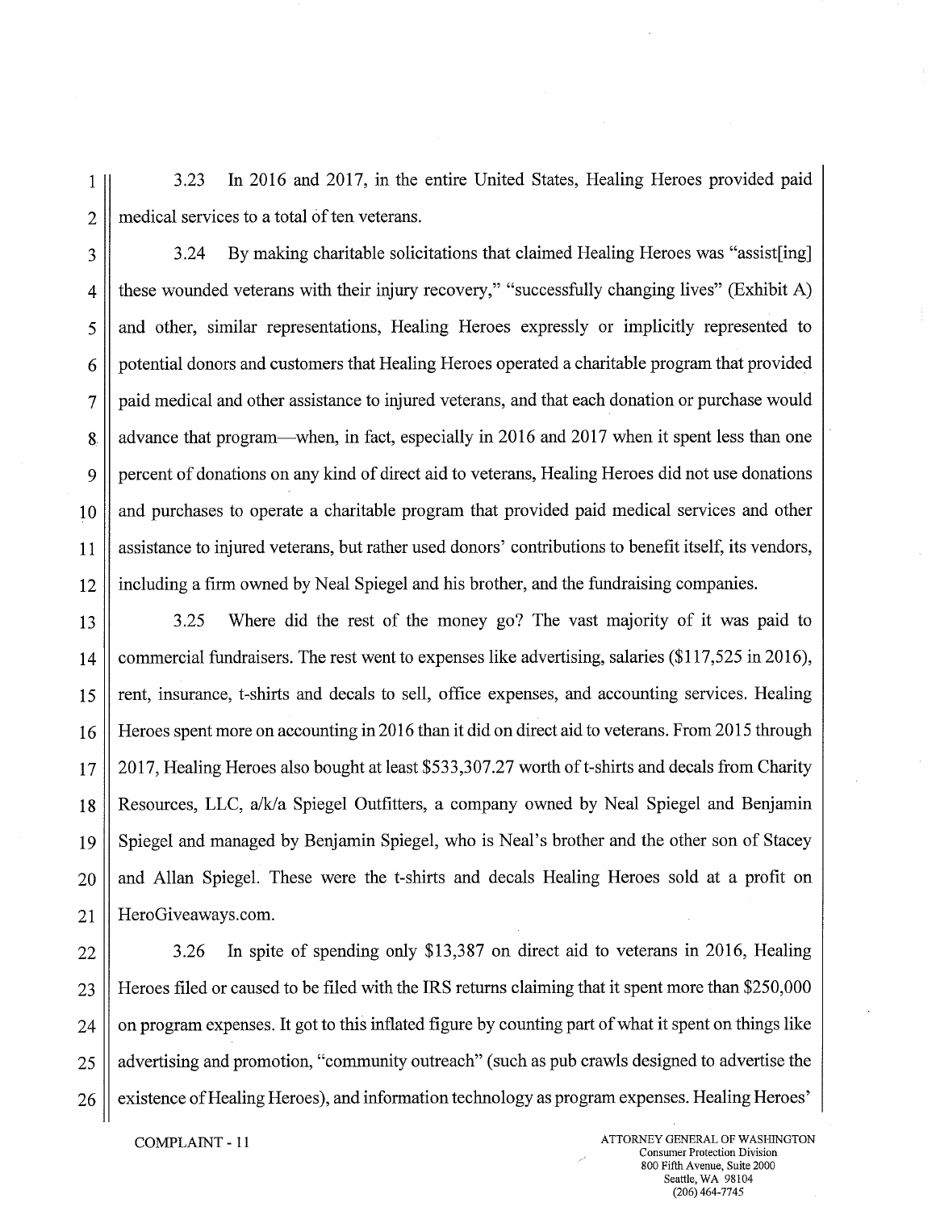3.23 In 2016 and 2017, in the entire United States, Healing Heroes provided paid medical services to a total of ten veterans.

3.24 By making charitable solicitations that claimed Healing Heroes was "assist[ing] these wounded veterans with their injury recovery," "successfully changing lives" (Exhibit A) and other, similar representations, Healing Heroes expressly or implicitly represented to potential donors and customers that Healing Heroes operated a charitable program that provided paid medical and other assistance to injured veterans, and that each donation or purchase would advance that program—when, in fact, especially in 2016 and 2017 when it spent less than one percent of donations on any kind of direct aid to veterans, Healing Heroes did not use donations and purchases to operate a charitable program that provided paid medical services and other assistance to injured veterans, but rather used donors' contributions to benefit itself, its vendors, including a firm owned by Neal Spiegel and his brother, and the fundraising companies.

3.25 Where did the rest of the money go? The vast majority of it was paid to commercial fundraisers. The rest went to expenses like advertising, salaries ($117,525 in 2016), rent, insurance, t-shirts and decals to sell, office expenses, and accounting services. Healing Heroes spent more on accounting in 2016 than it did on direct aid to veterans. From 2015 through 2017, Healing Heroes also bought at least $533,307.27 worth of t-shirts and decals from Charity Resources, LLC, a/k/a Spiegel Outfitters, a company owned by Neal Spiegel and Benjamin Spiegel and managed by Benjamin Spiegel, who is Neal's brother and the other son of Stacey and Allan Spiegel. These were the t-shirts and decals Healing Heroes sold at a profit on HeroGiveaways.com.

3.26 In spite of spending only $13,387 on direct aid to veterans in 2016, Healing Heroes filed or caused to be filed with the IRS returns claiming that it spent more than $250,000 on program expenses. It got to this inflated figure by counting part of what it spent on things like advertising and promotion, "community outreach" (such as pub crawls designed to advertise the existence of Healing Heroes), and information technology as program expenses. Healing Heroes'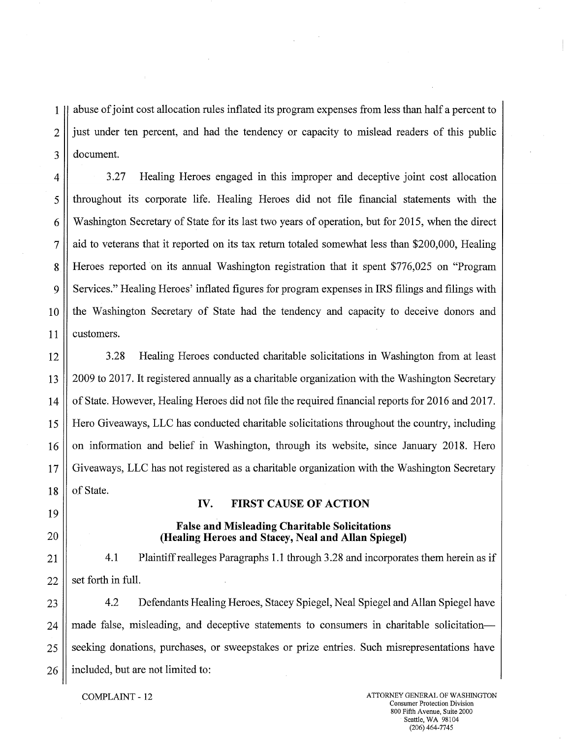abuse of joint cost allocation rules inflated its program expenses from less than half a percent to just under ten percent, and had the tendency or capacity to mislead readers of this public document.

3.27 Healing Heroes engaged in this improper and deceptive joint cost allocation throughout its corporate life. Healing Heroes did not file financial statements with the Washington Secretary of State for its last two years of operation, but for 2015, when the direct aid to veterans that it reported on its tax return totaled somewhat less than $200,000, Healing Heroes reported on its annual Washington registration that it spent $776,025 on "Program Services." Healing Heroes' inflated figures for program expenses in IRS filings and filings with the Washington Secretary of State had the tendency and capacity to deceive donors and customers.

3.28 Healing Heroes conducted charitable solicitations in Washington from at least 2009 to 2017. It registered annually as a charitable organization with the Washington Secretary of State. However, Healing Heroes did not file the required financial reports for 2016 and 2017. Hero Giveaways, LLC has conducted charitable solicitations throughout the country, including on information and belief in Washington, through its website, since January 2018. Hero Giveaways, LLC has not registered as a charitable organization with the Washington Secretary of State.

## IV. FIRST CAUSE OF ACTION

### False and Misleading Charitable Solicitations (Healing Heroes and Stacey, Neal and Allan Spiegel)

4.1 Plaintiff realleges Paragraphs 1.1 through 3.28 and incorporates them herein as if set forth in full.

4.2 Defendants Healing Heroes, Stacey Spiegel, Neal Spiegel and Allan Spiegel have made false, misleading, and deceptive statements to consumers in charitable solicitation—seeking donations, purchases, or sweepstakes or prize entries. Such misrepresentations have included, but are not limited to: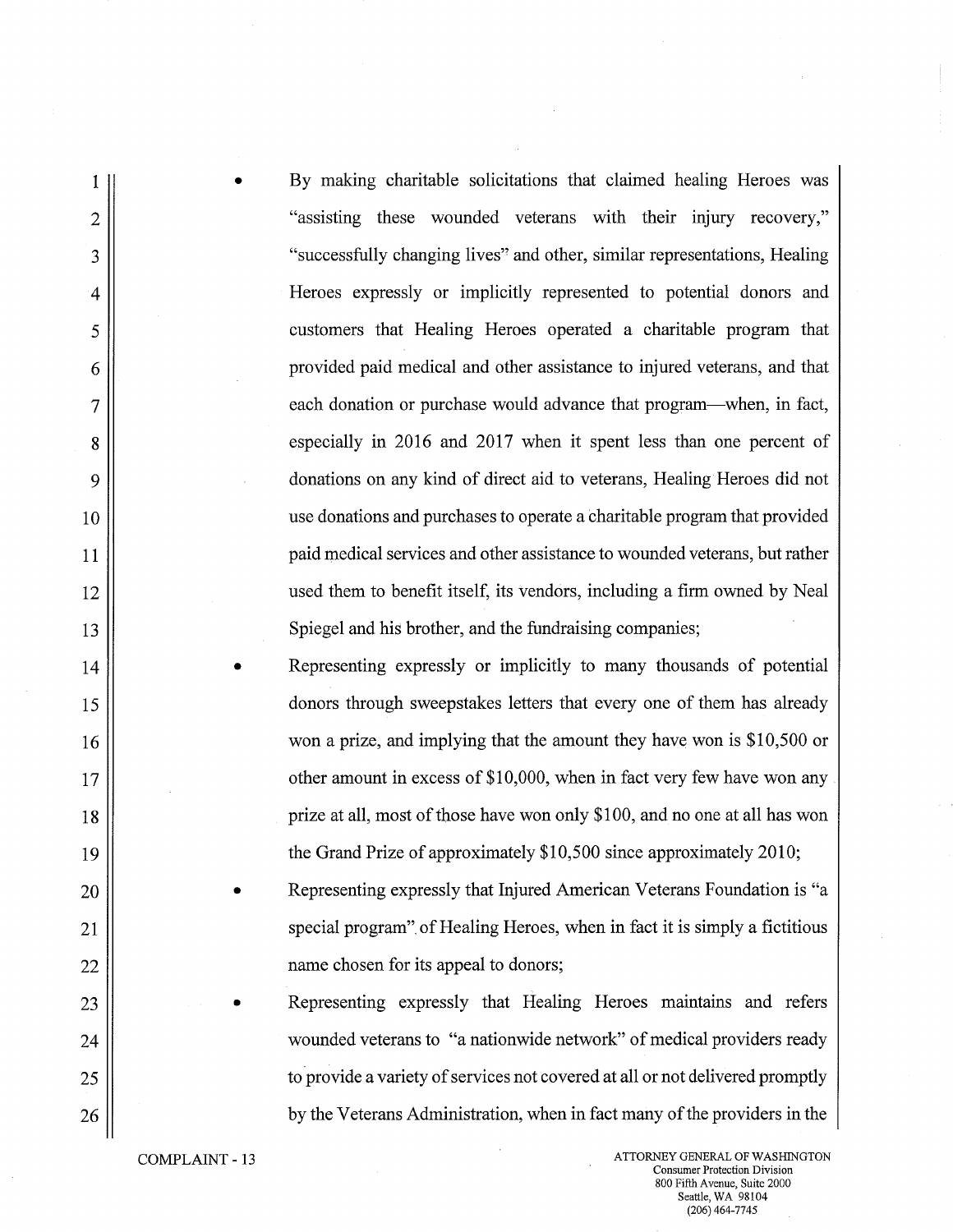- By making charitable solicitations that claimed healing Heroes was "assisting these wounded veterans with their injury recovery," "successfully changing lives" and other, similar representations, Healing Heroes expressly or implicitly represented to potential donors and customers that Healing Heroes operated a charitable program that provided paid medical and other assistance to injured veterans, and that each donation or purchase would advance that program—when, in fact, especially in 2016 and 2017 when it spent less than one percent of donations on any kind of direct aid to veterans, Healing Heroes did not use donations and purchases to operate a charitable program that provided paid medical services and other assistance to wounded veterans, but rather used them to benefit itself, its vendors, including a firm owned by Neal Spiegel and his brother, and the fundraising companies;
- Representing expressly or implicitly to many thousands of potential donors through sweepstakes letters that every one of them has already won a prize, and implying that the amount they have won is $10,500 or other amount in excess of $10,000, when in fact very few have won any prize at all, most of those have won only $100, and no one at all has won the Grand Prize of approximately $10,500 since approximately 2010;
- Representing expressly that Injured American Veterans Foundation is "a special program" of Healing Heroes, when in fact it is simply a fictitious name chosen for its appeal to donors;
- Representing expressly that Healing Heroes maintains and refers wounded veterans to "a nationwide network" of medical providers ready to provide a variety of services not covered at all or not delivered promptly by the Veterans Administration, when in fact many of the providers in the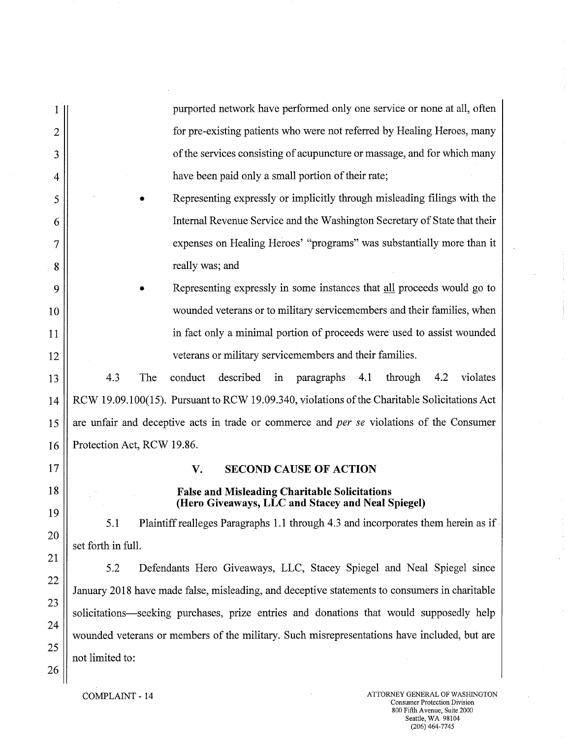purported network have performed only one service or none at all, often for pre-existing patients who were not referred by Healing Heroes, many of the services consisting of acupuncture or massage, and for which many have been paid only a small portion of their rate;

- Representing expressly or implicitly through misleading filings with the Internal Revenue Service and the Washington Secretary of State that their expenses on Healing Heroes' "programs" was substantially more than it really was; and
- Representing expressly in some instances that <u>all</u> proceeds would go to wounded veterans or to military servicemembers and their families, when in fact only a minimal portion of proceeds were used to assist wounded veterans or military servicemembers and their families.

4.3 The conduct described in paragraphs 4.1 through 4.2 violates RCW 19.09.100(15). Pursuant to RCW 19.09.340, violations of the Charitable Solicitations Act are unfair and deceptive acts in trade or commerce and *per se* violations of the Consumer Protection Act, RCW 19.86.

## V. SECOND CAUSE OF ACTION

### False and Misleading Charitable Solicitations (Hero Giveaways, LLC and Stacey and Neal Spiegel)

5.1 Plaintiff realleges Paragraphs 1.1 through 4.3 and incorporates them herein as if set forth in full.

5.2 Defendants Hero Giveaways, LLC, Stacey Spiegel and Neal Spiegel since January 2018 have made false, misleading, and deceptive statements to consumers in charitable solicitations—seeking purchases, prize entries and donations that would supposedly help wounded veterans or members of the military. Such misrepresentations have included, but are not limited to: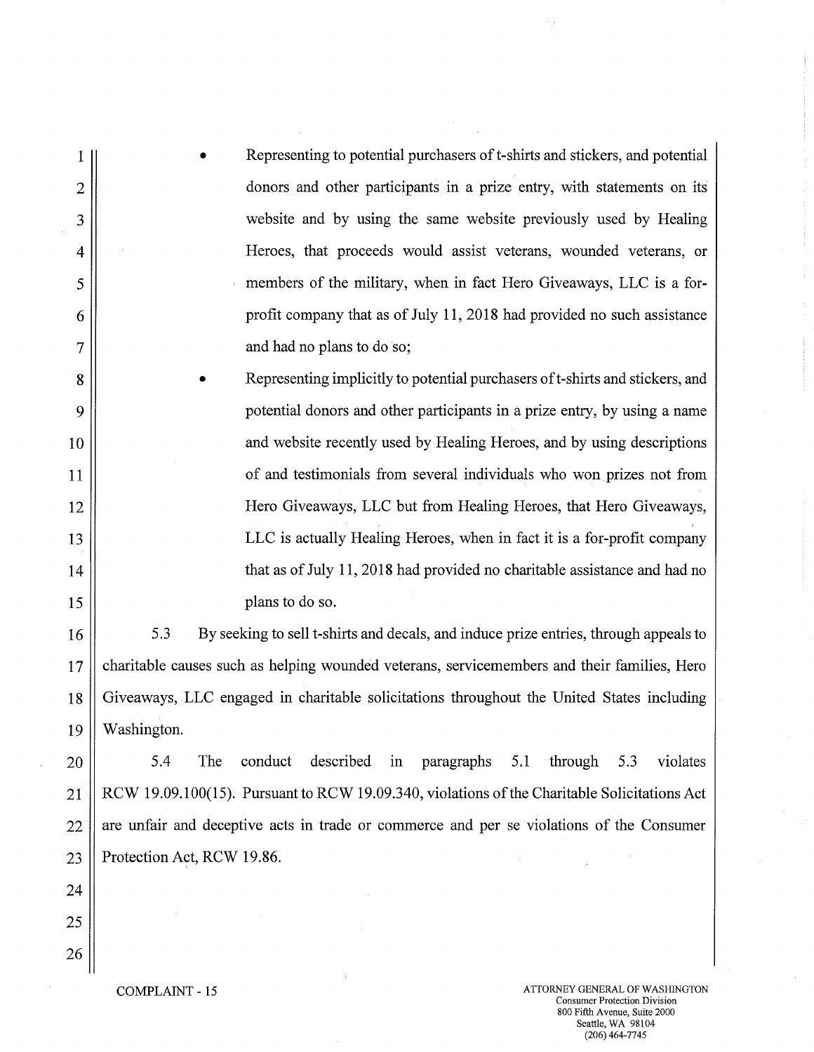- Representing to potential purchasers of t-shirts and stickers, and potential donors and other participants in a prize entry, with statements on its website and by using the same website previously used by Healing Heroes, that proceeds would assist veterans, wounded veterans, or members of the military, when in fact Hero Giveaways, LLC is a for-profit company that as of July 11, 2018 had provided no such assistance and had no plans to do so;
- Representing implicitly to potential purchasers of t-shirts and stickers, and potential donors and other participants in a prize entry, by using a name and website recently used by Healing Heroes, and by using descriptions of and testimonials from several individuals who won prizes not from Hero Giveaways, LLC but from Healing Heroes, that Hero Giveaways, LLC is actually Healing Heroes, when in fact it is a for-profit company that as of July 11, 2018 had provided no charitable assistance and had no plans to do so.

5.3 By seeking to sell t-shirts and decals, and induce prize entries, through appeals to charitable causes such as helping wounded veterans, servicemembers and their families, Hero Giveaways, LLC engaged in charitable solicitations throughout the United States including Washington.

5.4 The conduct described in paragraphs 5.1 through 5.3 violates RCW 19.09.100(15). Pursuant to RCW 19.09.340, violations of the Charitable Solicitations Act are unfair and deceptive acts in trade or commerce and per se violations of the Consumer Protection Act, RCW 19.86.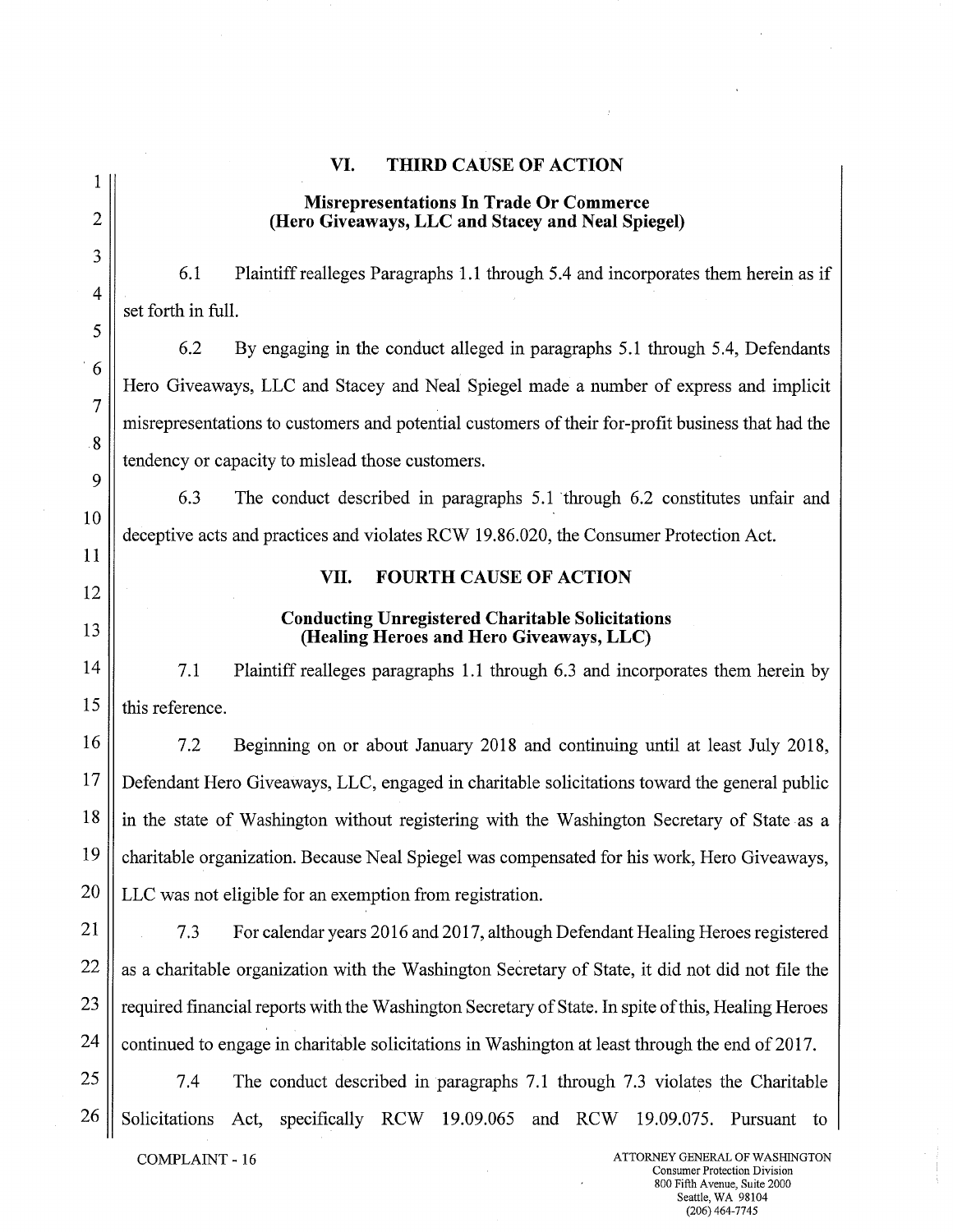## VI. THIRD CAUSE OF ACTION

### Misrepresentations In Trade Or Commerce (Hero Giveaways, LLC and Stacey and Neal Spiegel)

6.1 Plaintiff realleges Paragraphs 1.1 through 5.4 and incorporates them herein as if set forth in full.

6.2 By engaging in the conduct alleged in paragraphs 5.1 through 5.4, Defendants Hero Giveaways, LLC and Stacey and Neal Spiegel made a number of express and implicit misrepresentations to customers and potential customers of their for-profit business that had the tendency or capacity to mislead those customers.

6.3 The conduct described in paragraphs 5.1 through 6.2 constitutes unfair and deceptive acts and practices and violates RCW 19.86.020, the Consumer Protection Act.

## VII. FOURTH CAUSE OF ACTION

### Conducting Unregistered Charitable Solicitations (Healing Heroes and Hero Giveaways, LLC)

7.1 Plaintiff realleges paragraphs 1.1 through 6.3 and incorporates them herein by this reference.

7.2 Beginning on or about January 2018 and continuing until at least July 2018, Defendant Hero Giveaways, LLC, engaged in charitable solicitations toward the general public in the state of Washington without registering with the Washington Secretary of State as a charitable organization. Because Neal Spiegel was compensated for his work, Hero Giveaways, LLC was not eligible for an exemption from registration.

7.3 For calendar years 2016 and 2017, although Defendant Healing Heroes registered as a charitable organization with the Washington Secretary of State, it did not did not file the required financial reports with the Washington Secretary of State. In spite of this, Healing Heroes continued to engage in charitable solicitations in Washington at least through the end of 2017.

7.4 The conduct described in paragraphs 7.1 through 7.3 violates the Charitable Solicitations Act, specifically RCW 19.09.065 and RCW 19.09.075. Pursuant to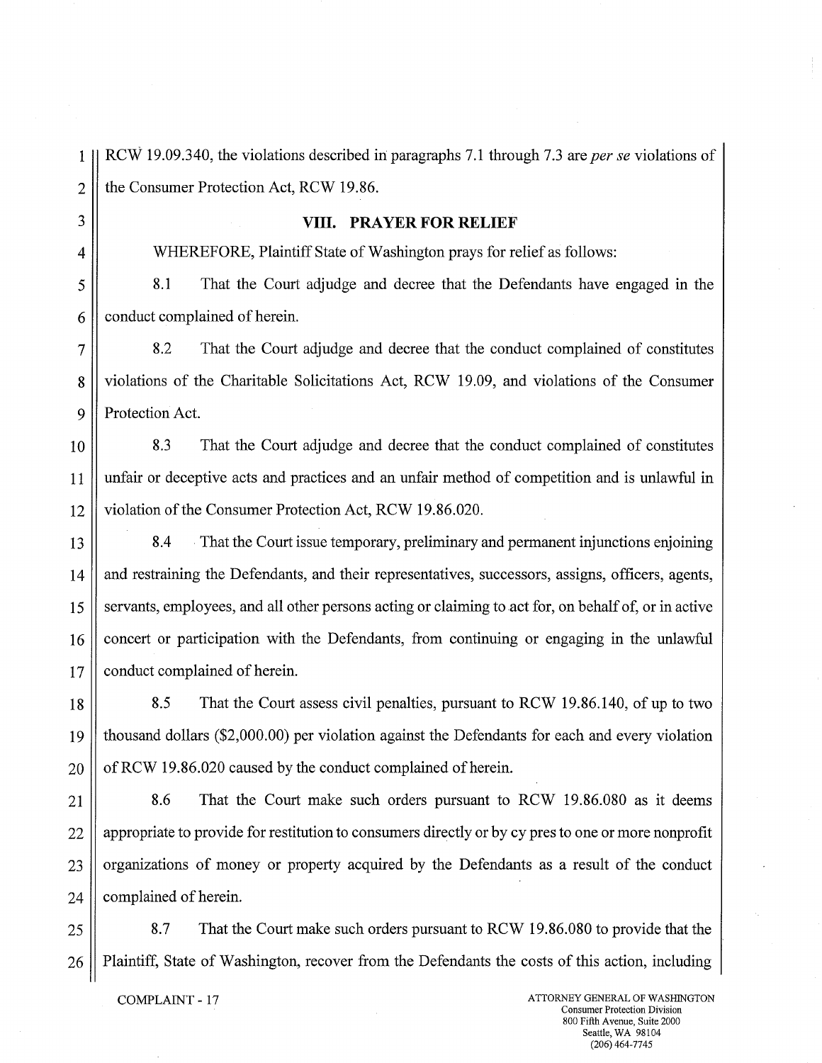RCW 19.09.340, the violations described in paragraphs 7.1 through 7.3 are *per se* violations of the Consumer Protection Act, RCW 19.86.

## VIII. PRAYER FOR RELIEF

WHEREFORE, Plaintiff State of Washington prays for relief as follows:

8.1 That the Court adjudge and decree that the Defendants have engaged in the conduct complained of herein.

8.2 That the Court adjudge and decree that the conduct complained of constitutes violations of the Charitable Solicitations Act, RCW 19.09, and violations of the Consumer Protection Act.

8.3 That the Court adjudge and decree that the conduct complained of constitutes unfair or deceptive acts and practices and an unfair method of competition and is unlawful in violation of the Consumer Protection Act, RCW 19.86.020.

8.4 That the Court issue temporary, preliminary and permanent injunctions enjoining and restraining the Defendants, and their representatives, successors, assigns, officers, agents, servants, employees, and all other persons acting or claiming to act for, on behalf of, or in active concert or participation with the Defendants, from continuing or engaging in the unlawful conduct complained of herein.

8.5 That the Court assess civil penalties, pursuant to RCW 19.86.140, of up to two thousand dollars ($2,000.00) per violation against the Defendants for each and every violation of RCW 19.86.020 caused by the conduct complained of herein.

8.6 That the Court make such orders pursuant to RCW 19.86.080 as it deems appropriate to provide for restitution to consumers directly or by cy pres to one or more nonprofit organizations of money or property acquired by the Defendants as a result of the conduct complained of herein.

8.7 That the Court make such orders pursuant to RCW 19.86.080 to provide that the Plaintiff, State of Washington, recover from the Defendants the costs of this action, including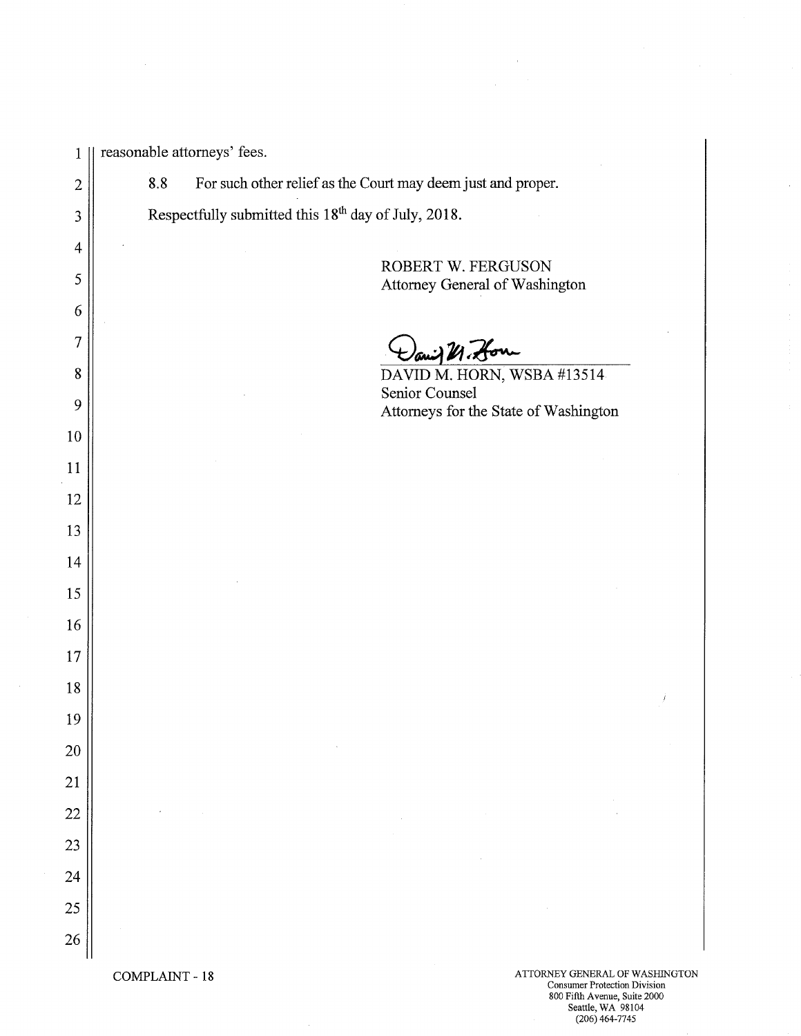reasonable attorneys' fees.

8.8 For such other relief as the Court may deem just and proper.

Respectfully submitted this 18th day of July, 2018.

ROBERT W. FERGUSON
Attorney General of Washington

DAVID M. HORN, WSBA #13514
Senior Counsel
Attorneys for the State of Washington

COMPLAINT - 18

ATTORNEY GENERAL OF WASHINGTON
Consumer Protection Division
800 Fifth Avenue, Suite 2000
Seattle, WA 98104
(206) 464-7745